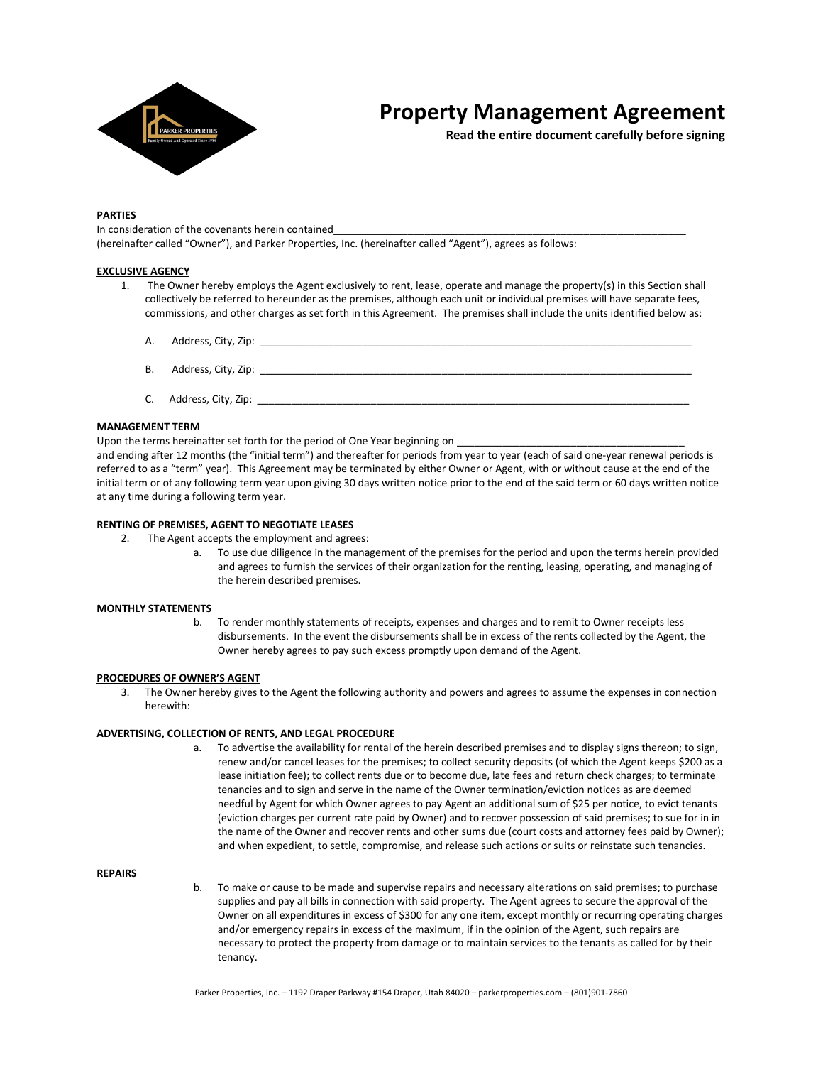# Property Management Agreement

**Read the entire document carefully before signing**

**PARTIES**

In consideration of the covenants herein contained_______________________________________________________________ (hereinafter called "Owner"), and Parker Properties, Inc. (hereinafter called "Agent"), agrees as follows:

**EXCLUSIVE AGENCY**

1. The Owner hereby employs the Agent exclusively to rent, lease, operate and manage the property(s) in this Section shall collectively be referred to hereunder as the premises, although each unit or individual premises will have separate fees, commissions, and other charges as set forth in this Agreement. The premises shall include the units identified below as:

   A. Address, City, Zip: ____________________________________________________________________________

   B. Address, City, Zip: ____________________________________________________________________________

   C. Address, City, Zip: ____________________________________________________________________________

**MANAGEMENT TERM**

Upon the terms hereinafter set forth for the period of One Year beginning on ________________________________________ and ending after 12 months (the "initial term") and thereafter for periods from year to year (each of said one-year renewal periods is referred to as a "term" year). This Agreement may be terminated by either Owner or Agent, with or without cause at the end of the initial term or of any following term year upon giving 30 days written notice prior to the end of the said term or 60 days written notice at any time during a following term year.

**RENTING OF PREMISES, AGENT TO NEGOTIATE LEASES**

2. The Agent accepts the employment and agrees:

   a. To use due diligence in the management of the premises for the period and upon the terms herein provided and agrees to furnish the services of their organization for the renting, leasing, operating, and managing of the herein described premises.

**MONTHLY STATEMENTS**

   b. To render monthly statements of receipts, expenses and charges and to remit to Owner receipts less disbursements. In the event the disbursements shall be in excess of the rents collected by the Agent, the Owner hereby agrees to pay such excess promptly upon demand of the Agent.

**PROCEDURES OF OWNER'S AGENT**

3. The Owner hereby gives to the Agent the following authority and powers and agrees to assume the expenses in connection herewith:

**ADVERTISING, COLLECTION OF RENTS, AND LEGAL PROCEDURE**

   a. To advertise the availability for rental of the herein described premises and to display signs thereon; to sign, renew and/or cancel leases for the premises; to collect security deposits (of which the Agent keeps $200 as a lease initiation fee); to collect rents due or to become due, late fees and return check charges; to terminate tenancies and to sign and serve in the name of the Owner termination/eviction notices as are deemed needful by Agent for which Owner agrees to pay Agent an additional sum of $25 per notice, to evict tenants (eviction charges per current rate paid by Owner) and to recover possession of said premises; to sue for in in the name of the Owner and recover rents and other sums due (court costs and attorney fees paid by Owner); and when expedient, to settle, compromise, and release such actions or suits or reinstate such tenancies.

**REPAIRS**

   b. To make or cause to be made and supervise repairs and necessary alterations on said premises; to purchase supplies and pay all bills in connection with said property. The Agent agrees to secure the approval of the Owner on all expenditures in excess of $300 for any one item, except monthly or recurring operating charges and/or emergency repairs in excess of the maximum, if in the opinion of the Agent, such repairs are necessary to protect the property from damage or to maintain services to the tenants as called for by their tenancy.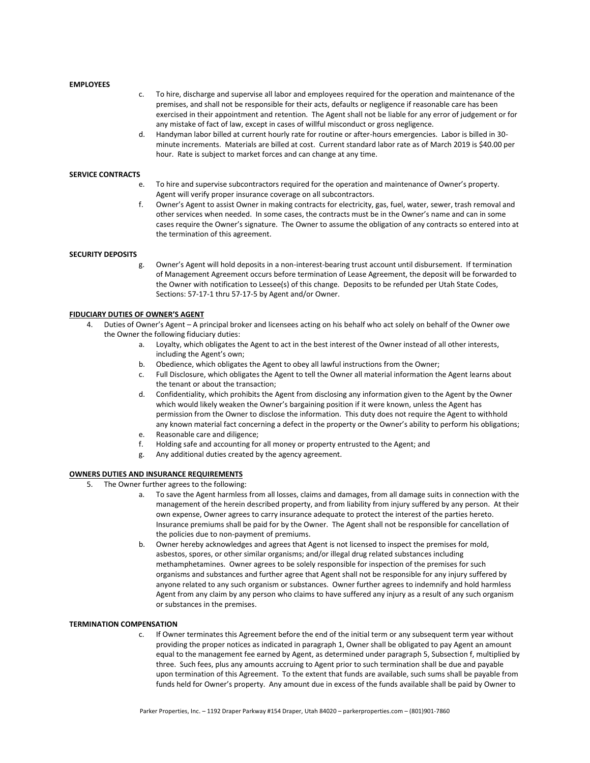**EMPLOYEES**

c. To hire, discharge and supervise all labor and employees required for the operation and maintenance of the premises, and shall not be responsible for their acts, defaults or negligence if reasonable care has been exercised in their appointment and retention. The Agent shall not be liable for any error of judgement or for any mistake of fact of law, except in cases of willful misconduct or gross negligence.

d. Handyman labor billed at current hourly rate for routine or after-hours emergencies. Labor is billed in 30-minute increments. Materials are billed at cost. Current standard labor rate as of March 2019 is $40.00 per hour. Rate is subject to market forces and can change at any time.

**SERVICE CONTRACTS**

e. To hire and supervise subcontractors required for the operation and maintenance of Owner's property. Agent will verify proper insurance coverage on all subcontractors.

f. Owner's Agent to assist Owner in making contracts for electricity, gas, fuel, water, sewer, trash removal and other services when needed. In some cases, the contracts must be in the Owner's name and can in some cases require the Owner's signature. The Owner to assume the obligation of any contracts so entered into at the termination of this agreement.

**SECURITY DEPOSITS**

g. Owner's Agent will hold deposits in a non-interest-bearing trust account until disbursement. If termination of Management Agreement occurs before termination of Lease Agreement, the deposit will be forwarded to the Owner with notification to Lessee(s) of this change. Deposits to be refunded per Utah State Codes, Sections: 57-17-1 thru 57-17-5 by Agent and/or Owner.

**FIDUCIARY DUTIES OF OWNER'S AGENT**

4. Duties of Owner's Agent – A principal broker and licensees acting on his behalf who act solely on behalf of the Owner owe the Owner the following fiduciary duties:
   a. Loyalty, which obligates the Agent to act in the best interest of the Owner instead of all other interests, including the Agent's own;
   b. Obedience, which obligates the Agent to obey all lawful instructions from the Owner;
   c. Full Disclosure, which obligates the Agent to tell the Owner all material information the Agent learns about the tenant or about the transaction;
   d. Confidentiality, which prohibits the Agent from disclosing any information given to the Agent by the Owner which would likely weaken the Owner's bargaining position if it were known, unless the Agent has permission from the Owner to disclose the information. This duty does not require the Agent to withhold any known material fact concerning a defect in the property or the Owner's ability to perform his obligations;
   e. Reasonable care and diligence;
   f. Holding safe and accounting for all money or property entrusted to the Agent; and
   g. Any additional duties created by the agency agreement.

**OWNERS DUTIES AND INSURANCE REQUIREMENTS**

5. The Owner further agrees to the following:
   a. To save the Agent harmless from all losses, claims and damages, from all damage suits in connection with the management of the herein described property, and from liability from injury suffered by any person. At their own expense, Owner agrees to carry insurance adequate to protect the interest of the parties hereto. Insurance premiums shall be paid for by the Owner. The Agent shall not be responsible for cancellation of the policies due to non-payment of premiums.
   b. Owner hereby acknowledges and agrees that Agent is not licensed to inspect the premises for mold, asbestos, spores, or other similar organisms; and/or illegal drug related substances including methamphetamines. Owner agrees to be solely responsible for inspection of the premises for such organisms and substances and further agree that Agent shall not be responsible for any injury suffered by anyone related to any such organism or substances. Owner further agrees to indemnify and hold harmless Agent from any claim by any person who claims to have suffered any injury as a result of any such organism or substances in the premises.

**TERMINATION COMPENSATION**

c. If Owner terminates this Agreement before the end of the initial term or any subsequent term year without providing the proper notices as indicated in paragraph 1, Owner shall be obligated to pay Agent an amount equal to the management fee earned by Agent, as determined under paragraph 5, Subsection f, multiplied by three. Such fees, plus any amounts accruing to Agent prior to such termination shall be due and payable upon termination of this Agreement. To the extent that funds are available, such sums shall be payable from funds held for Owner's property. Any amount due in excess of the funds available shall be paid by Owner to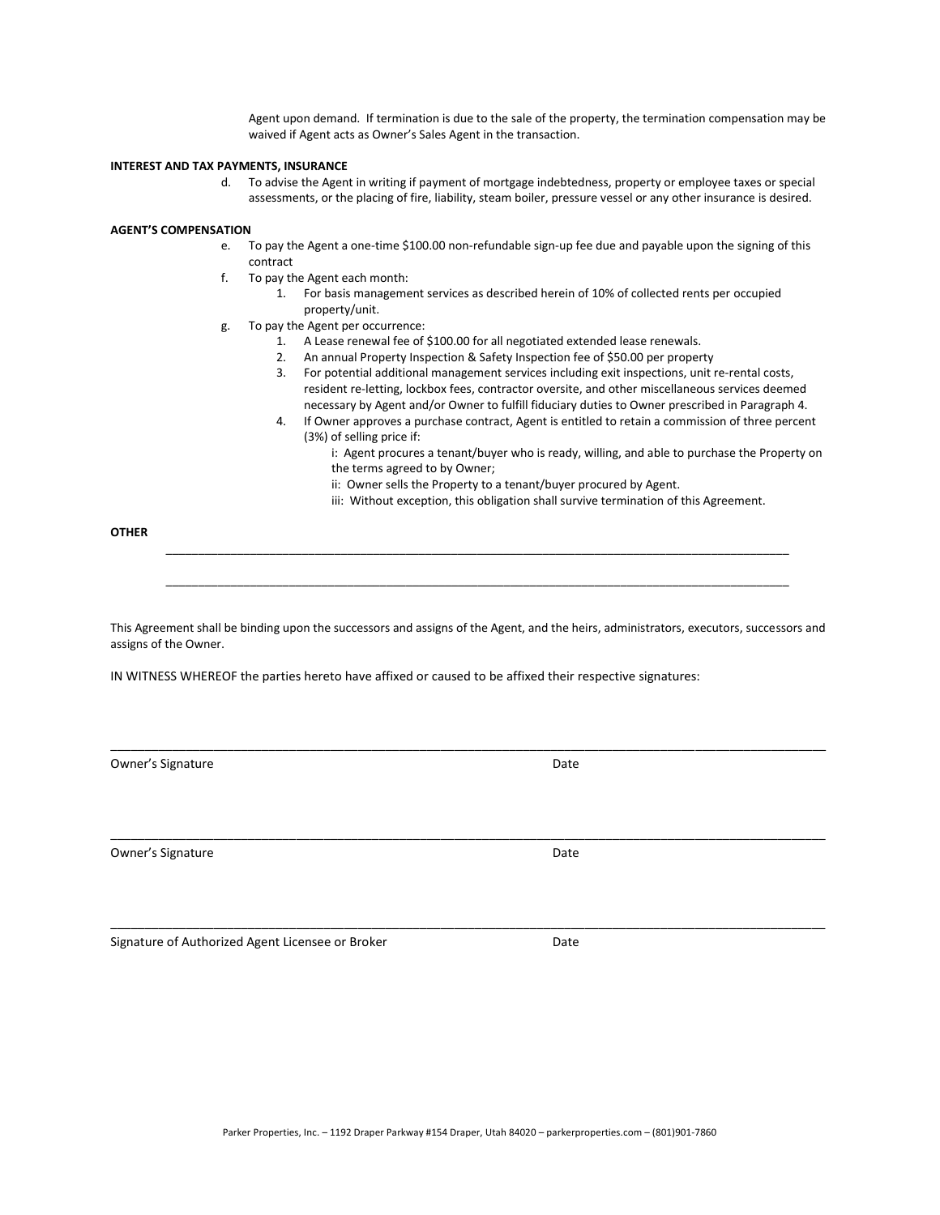Agent upon demand. If termination is due to the sale of the property, the termination compensation may be waived if Agent acts as Owner's Sales Agent in the transaction.

**INTEREST AND TAX PAYMENTS, INSURANCE**

d. To advise the Agent in writing if payment of mortgage indebtedness, property or employee taxes or special assessments, or the placing of fire, liability, steam boiler, pressure vessel or any other insurance is desired.

**AGENT'S COMPENSATION**

e. To pay the Agent a one-time $100.00 non-refundable sign-up fee due and payable upon the signing of this contract

f. To pay the Agent each month:
   1. For basis management services as described herein of 10% of collected rents per occupied property/unit.

g. To pay the Agent per occurrence:
   1. A Lease renewal fee of $100.00 for all negotiated extended lease renewals.
   2. An annual Property Inspection & Safety Inspection fee of $50.00 per property
   3. For potential additional management services including exit inspections, unit re-rental costs, resident re-letting, lockbox fees, contractor oversite, and other miscellaneous services deemed necessary by Agent and/or Owner to fulfill fiduciary duties to Owner prescribed in Paragraph 4.
   4. If Owner approves a purchase contract, Agent is entitled to retain a commission of three percent (3%) of selling price if:
      i: Agent procures a tenant/buyer who is ready, willing, and able to purchase the Property on the terms agreed to by Owner;
      ii: Owner sells the Property to a tenant/buyer procured by Agent.
      iii: Without exception, this obligation shall survive termination of this Agreement.

**OTHER**

______________________________________________________________________________________

______________________________________________________________________________________

This Agreement shall be binding upon the successors and assigns of the Agent, and the heirs, administrators, executors, successors and assigns of the Owner.

IN WITNESS WHEREOF the parties hereto have affixed or caused to be affixed their respective signatures:

______________________________________________________________________________________

Owner's Signature                                                    Date

______________________________________________________________________________________

Owner's Signature                                                    Date

______________________________________________________________________________________

Signature of Authorized Agent Licensee or Broker                     Date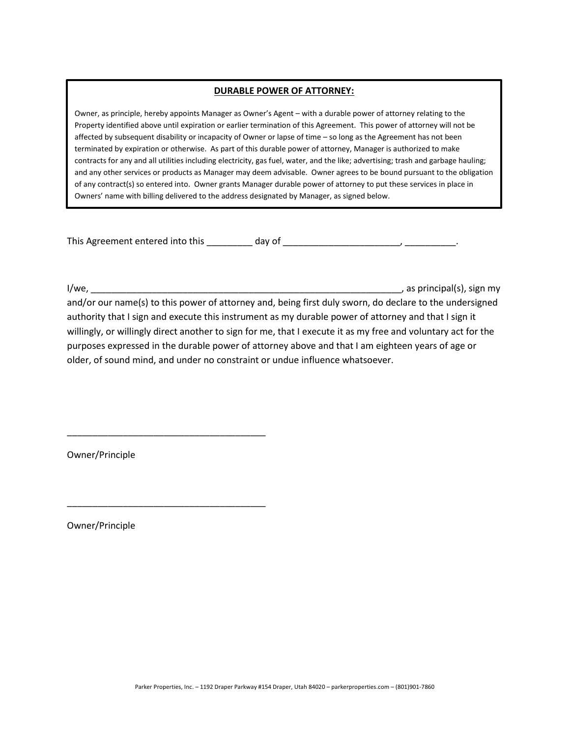**DURABLE POWER OF ATTORNEY:**

Owner, as principle, hereby appoints Manager as Owner's Agent – with a durable power of attorney relating to the Property identified above until expiration or earlier termination of this Agreement. This power of attorney will not be affected by subsequent disability or incapacity of Owner or lapse of time – so long as the Agreement has not been terminated by expiration or otherwise. As part of this durable power of attorney, Manager is authorized to make contracts for any and all utilities including electricity, gas fuel, water, and the like; advertising; trash and garbage hauling; and any other services or products as Manager may deem advisable. Owner agrees to be bound pursuant to the obligation of any contract(s) so entered into. Owner grants Manager durable power of attorney to put these services in place in Owners' name with billing delivered to the address designated by Manager, as signed below.

This Agreement entered into this _________ day of _______________________, __________.

I/we, _______________________________________________________________, as principal(s), sign my and/or our name(s) to this power of attorney and, being first duly sworn, do declare to the undersigned authority that I sign and execute this instrument as my durable power of attorney and that I sign it willingly, or willingly direct another to sign for me, that I execute it as my free and voluntary act for the purposes expressed in the durable power of attorney above and that I am eighteen years of age or older, of sound mind, and under no constraint or undue influence whatsoever.

_______________________________________

Owner/Principle

_______________________________________

Owner/Principle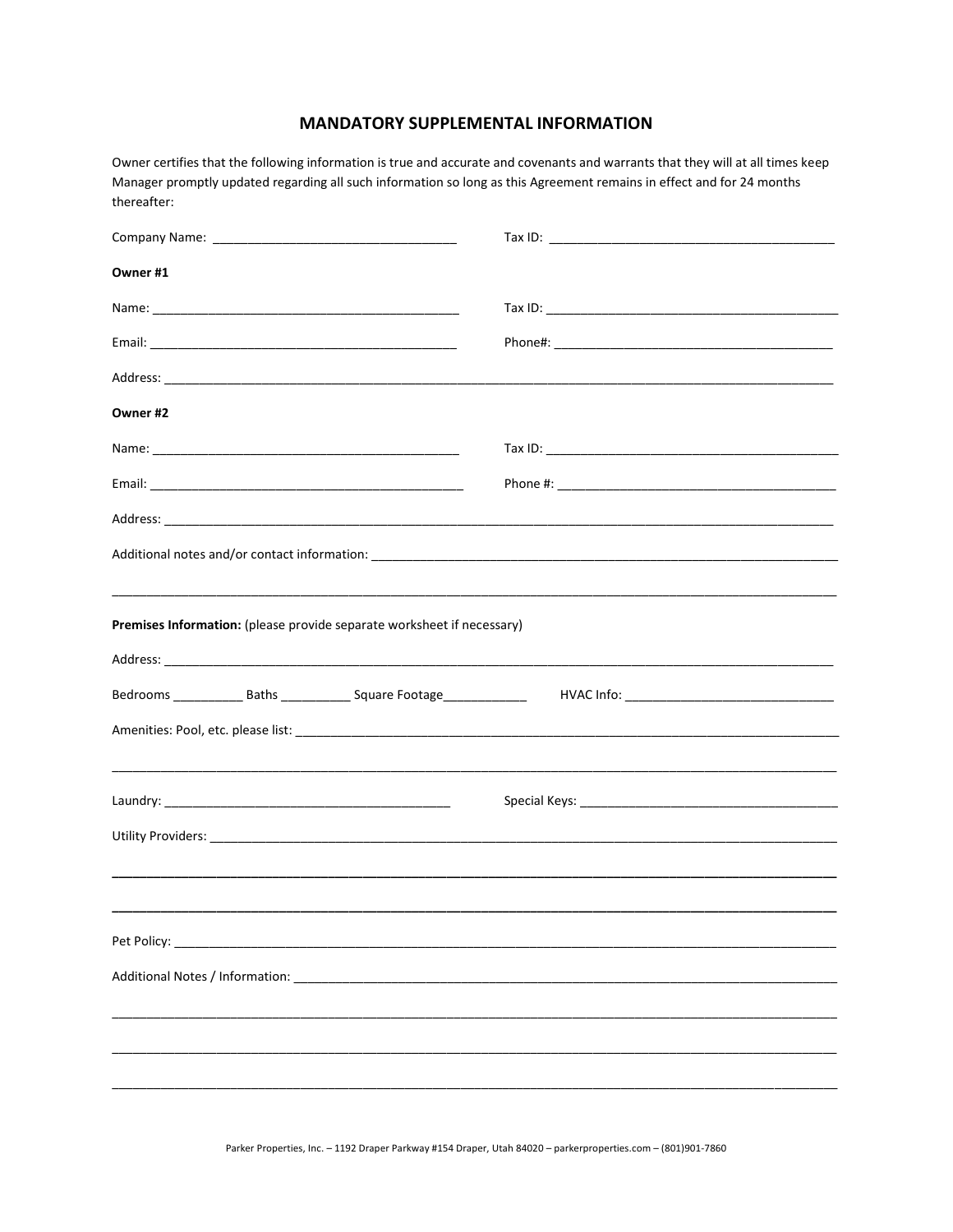# MANDATORY SUPPLEMENTAL INFORMATION

Owner certifies that the following information is true and accurate and covenants and warrants that they will at all times keep Manager promptly updated regarding all such information so long as this Agreement remains in effect and for 24 months thereafter:

Company Name: ___________________________________ Tax ID: __________________________________________

**Owner #1**

Name: _____________________________________________ Tax ID: ___________________________________________

Email: _____________________________________________ Phone#: ________________________________________

Address: _____________________________________________________________________________________________

**Owner #2**

Name: _____________________________________________ Tax ID: ___________________________________________

Email: ______________________________________________ Phone #: ________________________________________

Address: _____________________________________________________________________________________________

Additional notes and/or contact information: ____________________________________________________________

_______________________________________________________________________________________________________

**Premises Information:** (please provide separate worksheet if necessary)

Address: _____________________________________________________________________________________________

Bedrooms __________ Baths __________ Square Footage____________ HVAC Info: ______________________________

Amenities: Pool, etc. please list: _____________________________________________________________________

_______________________________________________________________________________________________________

Laundry: __________________________________________ Special Keys: ______________________________________

Utility Providers: ________________________________________________________________________________________

_______________________________________________________________________________________________________

_______________________________________________________________________________________________________

Pet Policy: ____________________________________________________________________________________________

Additional Notes / Information: _______________________________________________________________________

_______________________________________________________________________________________________________

_______________________________________________________________________________________________________

_______________________________________________________________________________________________________

Parker Properties, Inc. – 1192 Draper Parkway #154 Draper, Utah 84020 – parkerproperties.com – (801)901-7860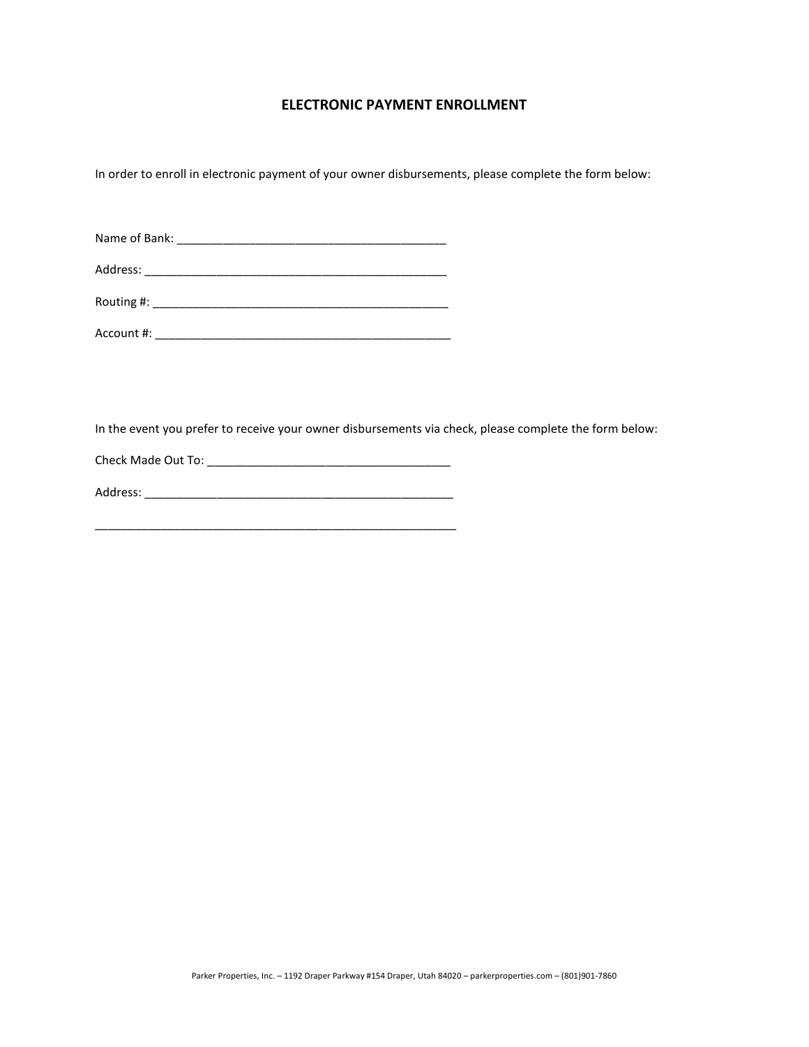## ELECTRONIC PAYMENT ENROLLMENT

In order to enroll in electronic payment of your owner disbursements, please complete the form below:

Name of Bank: _________________________________________

Address: ______________________________________________

Routing #: _____________________________________________

Account #: _____________________________________________

In the event you prefer to receive your owner disbursements via check, please complete the form below:

Check Made Out To: _____________________________________

Address: _______________________________________________

________________________________________________________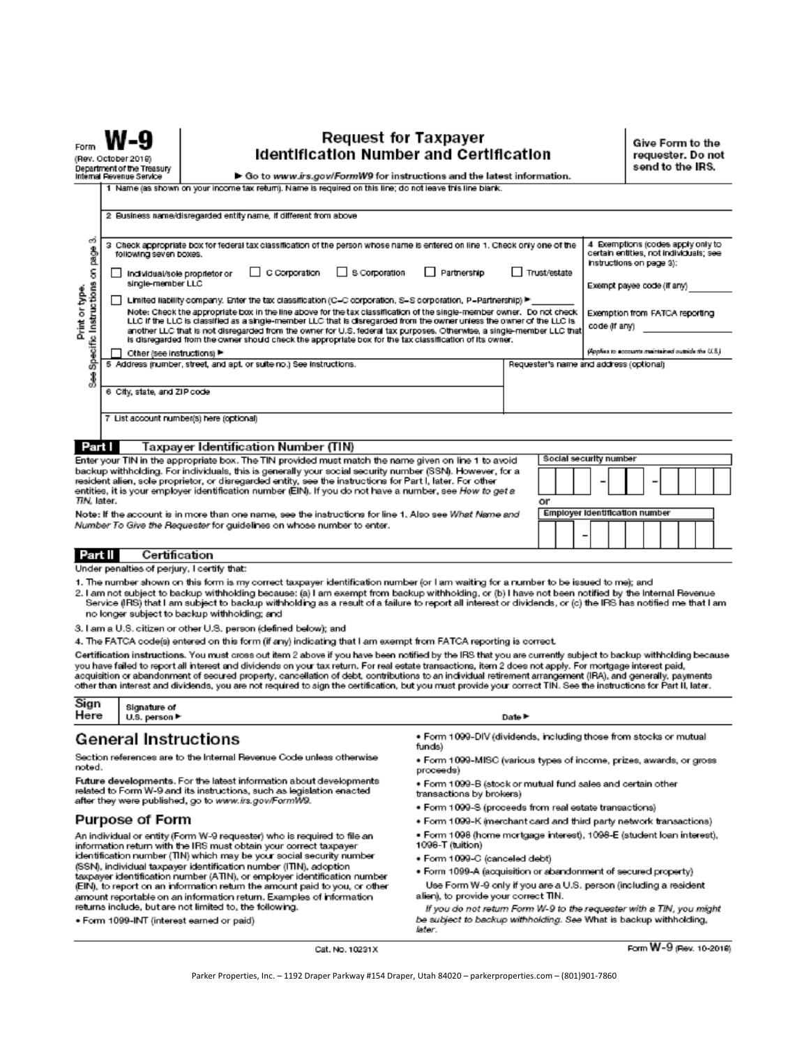Form **W-9**
(Rev. October 2018)
Department of the Treasury
Internal Revenue Service

# Request for Taxpayer Identification Number and Certification

▶ Go to *www.irs.gov/FormW9* for instructions and the latest information.

**Give Form to the requester. Do not send to the IRS.**

Print or type. See Specific Instructions on page 3.

1 Name (as shown on your income tax return). Name is required on this line; do not leave this line blank.

2 Business name/disregarded entity name, if different from above

3 Check appropriate box for federal tax classification of the person whose name is entered on line 1. Check only one of the following seven boxes.

☐ Individual/sole proprietor or single-member LLC ☐ C Corporation ☐ S Corporation ☐ Partnership ☐ Trust/estate

☐ Limited liability company. Enter the tax classification (C=C corporation, S=S corporation, P=Partnership) ▶ ________

Note: Check the appropriate box in the line above for the tax classification of the single-member owner. Do not check LLC if the LLC is classified as a single-member LLC that is disregarded from the owner unless the owner of the LLC is another LLC that is not disregarded from the owner for U.S. federal tax purposes. Otherwise, a single-member LLC that is disregarded from the owner should check the appropriate box for the tax classification of its owner.

☐ Other (see instructions) ▶

4 Exemptions (codes apply only to certain entities, not individuals; see instructions on page 3):

Exempt payee code (if any) ________

Exemption from FATCA reporting code (if any) ________

*(Applies to accounts maintained outside the U.S.)*

5 Address (number, street, and apt. or suite no.) See instructions.

Requester's name and address (optional)

6 City, state, and ZIP code

7 List account number(s) here (optional)

## Part I Taxpayer Identification Number (TIN)

Enter your TIN in the appropriate box. The TIN provided must match the name given on line 1 to avoid backup withholding. For individuals, this is generally your social security number (SSN). However, for a resident alien, sole proprietor, or disregarded entity, see the instructions for Part I, later. For other entities, it is your employer identification number (EIN). If you do not have a number, see *How to get a TIN,* later.

**Note:** If the account is in more than one name, see the instructions for line 1. Also see *What Name and Number To Give the Requester* for guidelines on whose number to enter.

Social security number
☐☐☐ – ☐☐ – ☐☐☐☐

or

Employer identification number
☐☐ – ☐☐☐☐☐☐☐

## Part II Certification

Under penalties of perjury, I certify that:

1. The number shown on this form is my correct taxpayer identification number (or I am waiting for a number to be issued to me); and
2. I am not subject to backup withholding because: (a) I am exempt from backup withholding, or (b) I have not been notified by the Internal Revenue Service (IRS) that I am subject to backup withholding as a result of a failure to report all interest or dividends, or (c) the IRS has notified me that I am no longer subject to backup withholding; and
3. I am a U.S. citizen or other U.S. person (defined below); and
4. The FATCA code(s) entered on this form (if any) indicating that I am exempt from FATCA reporting is correct.

**Certification instructions.** You must cross out item 2 above if you have been notified by the IRS that you are currently subject to backup withholding because you have failed to report all interest and dividends on your tax return. For real estate transactions, item 2 does not apply. For mortgage interest paid, acquisition or abandonment of secured property, cancellation of debt, contributions to an individual retirement arrangement (IRA), and generally, payments other than interest and dividends, you are not required to sign the certification, but you must provide your correct TIN. See the instructions for Part II, later.

**Sign Here** Signature of U.S. person ▶ Date ▶

## General Instructions

Section references are to the Internal Revenue Code unless otherwise noted.

**Future developments.** For the latest information about developments related to Form W-9 and its instructions, such as legislation enacted after they were published, go to *www.irs.gov/FormW9.*

## Purpose of Form

An individual or entity (Form W-9 requester) who is required to file an information return with the IRS must obtain your correct taxpayer identification number (TIN) which may be your social security number (SSN), individual taxpayer identification number (ITIN), adoption taxpayer identification number (ATIN), or employer identification number (EIN), to report on an information return the amount paid to you, or other amount reportable on an information return. Examples of information returns include, but are not limited to, the following.

- Form 1099-INT (interest earned or paid)
- Form 1099-DIV (dividends, including those from stocks or mutual funds)
- Form 1099-MISC (various types of income, prizes, awards, or gross proceeds)
- Form 1099-B (stock or mutual fund sales and certain other transactions by brokers)
- Form 1099-S (proceeds from real estate transactions)
- Form 1099-K (merchant card and third party network transactions)
- Form 1098 (home mortgage interest), 1098-E (student loan interest), 1098-T (tuition)
- Form 1099-C (canceled debt)
- Form 1099-A (acquisition or abandonment of secured property)

Use Form W-9 only if you are a U.S. person (including a resident alien), to provide your correct TIN.

*If you do not return Form W-9 to the requester with a TIN, you might be subject to backup withholding. See* What is backup withholding, *later.*

Cat. No. 10231X Form **W-9** (Rev. 10-2018)

Parker Properties, Inc. – 1192 Draper Parkway #154 Draper, Utah 84020 – parkerproperties.com – (801)901-7860